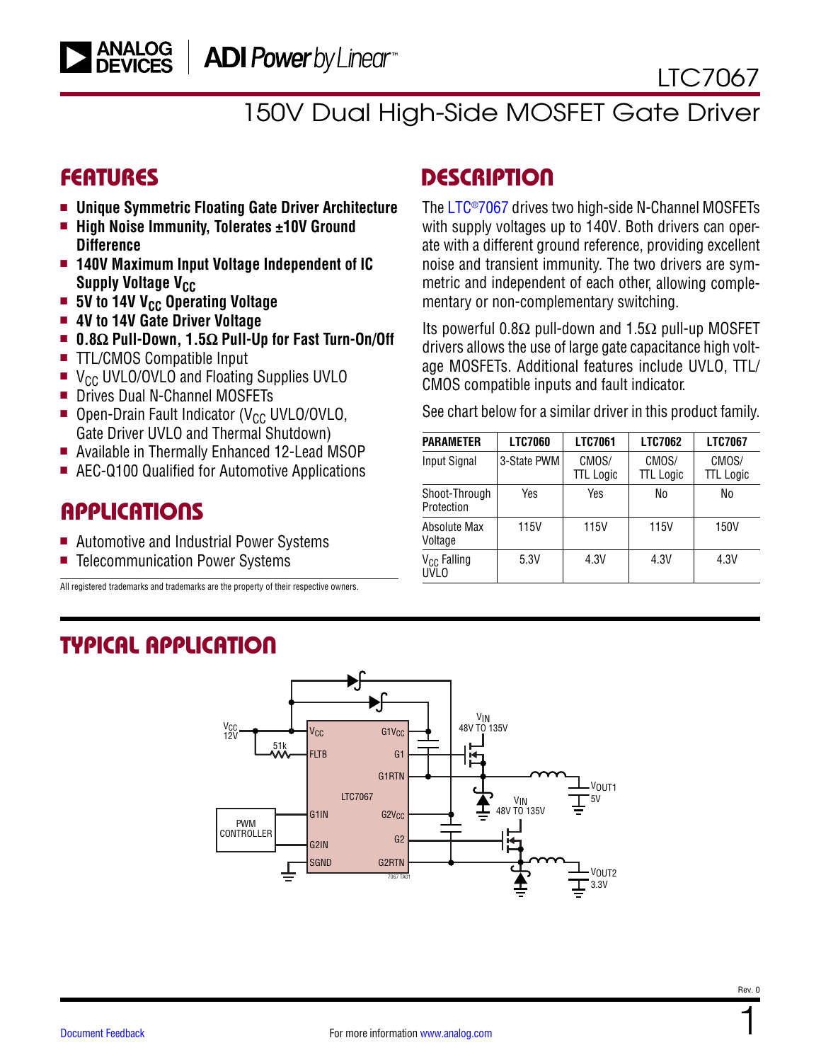# LTC7067

## 150V Dual High-Side MOSFET Gate Driver

## FEATURES

- **Unique Symmetric Floating Gate Driver Architecture**
- **High Noise Immunity, Tolerates ±10V Ground Difference**
- **140V Maximum Input Voltage Independent of IC Supply Voltage $V_{CC}$**
- **5V to 14V $V_{CC}$ Operating Voltage**
- **4V to 14V Gate Driver Voltage**
- **0.8Ω Pull-Down, 1.5Ω Pull-Up for Fast Turn-On/Off**
- TTL/CMOS Compatible Input
- $V_{CC}$ UVLO/OVLO and Floating Supplies UVLO
- Drives Dual N-Channel MOSFETs
- Open-Drain Fault Indicator ($V_{CC}$ UVLO/OVLO, Gate Driver UVLO and Thermal Shutdown)
- Available in Thermally Enhanced 12-Lead MSOP
- AEC-Q100 Qualified for Automotive Applications

## APPLICATIONS

- Automotive and Industrial Power Systems
- Telecommunication Power Systems

All registered trademarks and trademarks are the property of their respective owners.

## DESCRIPTION

The LTC®7067 drives two high-side N-Channel MOSFETs with supply voltages up to 140V. Both drivers can operate with a different ground reference, providing excellent noise and transient immunity. The two drivers are symmetric and independent of each other, allowing complementary or non-complementary switching.

Its powerful 0.8Ω pull-down and 1.5Ω pull-up MOSFET drivers allows the use of large gate capacitance high voltage MOSFETs. Additional features include UVLO, TTL/CMOS compatible inputs and fault indicator.

See chart below for a similar driver in this product family.

| PARAMETER | LTC7060 | LTC7061 | LTC7062 | LTC7067 |
|---|---|---|---|---|
| Input Signal | 3-State PWM | CMOS/ TTL Logic | CMOS/ TTL Logic | CMOS/ TTL Logic |
| Shoot-Through Protection | Yes | Yes | No | No |
| Absolute Max Voltage | 115V | 115V | 115V | 150V |
| $V_{CC}$ Falling UVLO | 5.3V | 4.3V | 4.3V | 4.3V |

## TYPICAL APPLICATION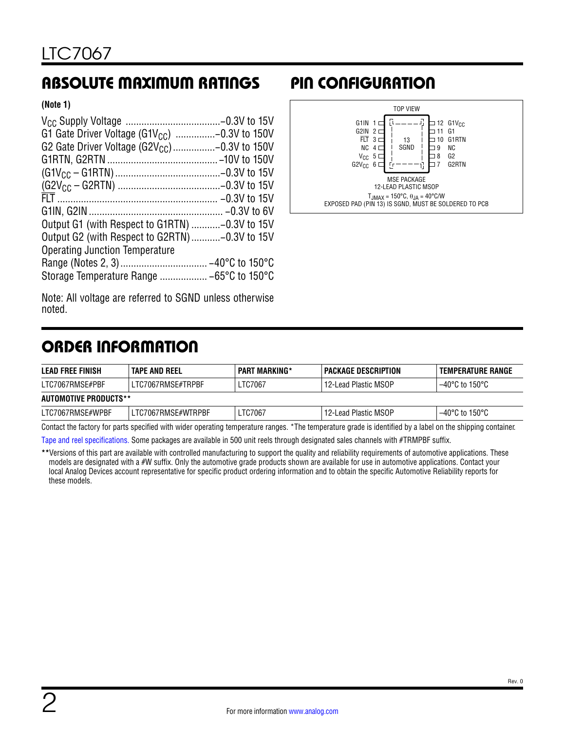## ABSOLUTE MAXIMUM RATINGS

**(Note 1)**

$V_{CC}$ Supply Voltage .................................... –0.3V to 15V
G1 Gate Driver Voltage ($G1V_{CC}$) ............... –0.3V to 150V
G2 Gate Driver Voltage ($G2V_{CC}$) ................ –0.3V to 150V
G1RTN, G2RTN .......................................... –10V to 150V
($G1V_{CC}$ – G1RTN) ........................................ –0.3V to 15V
($G2V_{CC}$ – G2RTN) ........................................ –0.3V to 15V
$\overline{FLT}$ ............................................................ –0.3V to 15V
G1IN, G2IN .................................................. –0.3V to 6V
Output G1 (with Respect to G1RTN) ........... –0.3V to 15V
Output G2 (with Respect to G2RTN) ........... –0.3V to 15V
Operating Junction Temperature
Range (Notes 2, 3) ................................ –40°C to 150°C
Storage Temperature Range .................. –65°C to 150°C

Note: All voltage are referred to SGND unless otherwise noted.

## PIN CONFIGURATION

TOP VIEW

| Pin | Name | | Pin | Name |
|---|---|---|---|---|
| 1 | G1IN | | 12 | $G1V_{CC}$ |
| 2 | G2IN | | 11 | G1 |
| 3 | $\overline{FLT}$ | | 10 | G1RTN |
| 4 | NC | | 9 | NC |
| 5 | $V_{CC}$ | | 8 | G2 |
| 6 | $G2V_{CC}$ | | 7 | G2RTN |

13 SGND

MSE PACKAGE
12-LEAD PLASTIC MSOP
$T_{JMAX}$ = 150°C, $\theta_{JA}$ = 40°C/W
EXPOSED PAD (PIN 13) IS SGND, MUST BE SOLDERED TO PCB

## ORDER INFORMATION

| LEAD FREE FINISH | TAPE AND REEL | PART MARKING* | PACKAGE DESCRIPTION | TEMPERATURE RANGE |
|---|---|---|---|---|
| LTC7067RMSE#PBF | LTC7067RMSE#TRPBF | LTC7067 | 12-Lead Plastic MSOP | –40°C to 150°C |
| **AUTOMOTIVE PRODUCTS**** | | | | |
| LTC7067RMSE#WPBF | LTC7067RMSE#WTRPBF | LTC7067 | 12-Lead Plastic MSOP | –40°C to 150°C |

Contact the factory for parts specified with wider operating temperature ranges. *The temperature grade is identified by a label on the shipping container.

Tape and reel specifications. Some packages are available in 500 unit reels through designated sales channels with #TRMPBF suffix.

**Versions of this part are available with controlled manufacturing to support the quality and reliability requirements of automotive applications. These models are designated with a #W suffix. Only the automotive grade products shown are available for use in automotive applications. Contact your local Analog Devices account representative for specific product ordering information and to obtain the specific Automotive Reliability reports for these models.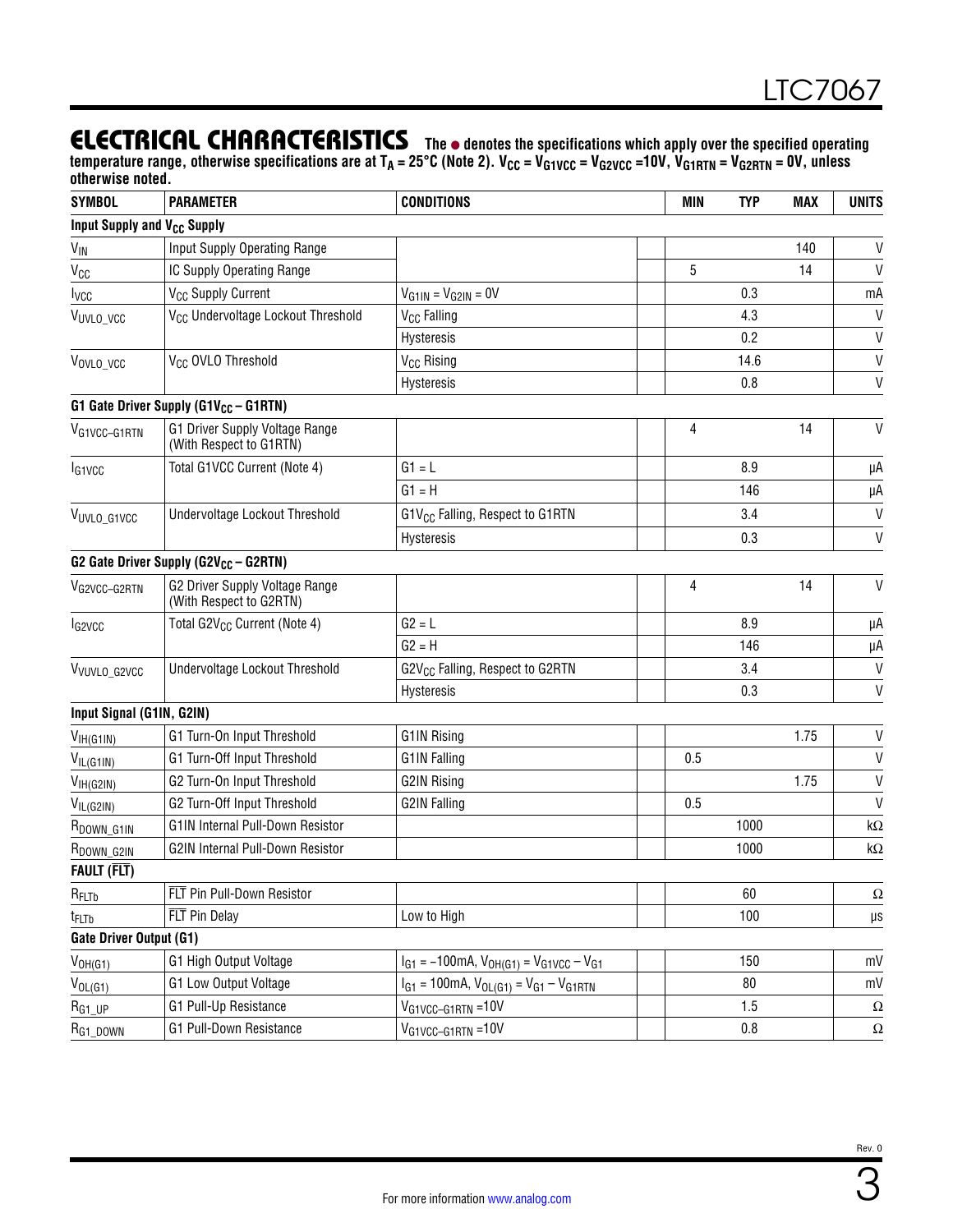## ELECTRICAL CHARACTERISTICS

**The ● denotes the specifications which apply over the specified operating temperature range, otherwise specifications are at $T_A$ = 25°C (Note 2). $V_{CC}$ = $V_{G1VCC}$ = $V_{G2VCC}$ =10V, $V_{G1RTN}$ = $V_{G2RTN}$ = 0V, unless otherwise noted.**

| SYMBOL | PARAMETER | CONDITIONS | | MIN | TYP | MAX | UNITS |
|---|---|---|---|---|---|---|---|
| **Input Supply and $V_{CC}$ Supply** | | | | | | | |
| $V_{IN}$ | Input Supply Operating Range | | | | | 140 | V |
| $V_{CC}$ | IC Supply Operating Range | | | 5 | | 14 | V |
| $I_{VCC}$ | $V_{CC}$ Supply Current | $V_{G1IN}$ = $V_{G2IN}$ = 0V | | | 0.3 | | mA |
| $V_{UVLO\_VCC}$ | $V_{CC}$ Undervoltage Lockout Threshold | $V_{CC}$ Falling | | | 4.3 | | V |
| | | Hysteresis | | | 0.2 | | V |
| $V_{OVLO\_VCC}$ | $V_{CC}$ OVLO Threshold | $V_{CC}$ Rising | | | 14.6 | | V |
| | | Hysteresis | | | 0.8 | | V |
| **G1 Gate Driver Supply (G1$V_{CC}$ – G1RTN)** | | | | | | | |
| $V_{G1VCC–G1RTN}$ | G1 Driver Supply Voltage Range (With Respect to G1RTN) | | | 4 | | 14 | V |
| $I_{G1VCC}$ | Total G1VCC Current (Note 4) | G1 = L | | | 8.9 | | µA |
| | | G1 = H | | | 146 | | µA |
| $V_{UVLO\_G1VCC}$ | Undervoltage Lockout Threshold | G1$V_{CC}$ Falling, Respect to G1RTN | | | 3.4 | | V |
| | | Hysteresis | | | 0.3 | | V |
| **G2 Gate Driver Supply (G2$V_{CC}$ – G2RTN)** | | | | | | | |
| $V_{G2VCC–G2RTN}$ | G2 Driver Supply Voltage Range (With Respect to G2RTN) | | | 4 | | 14 | V |
| $I_{G2VCC}$ | Total G2$V_{CC}$ Current (Note 4) | G2 = L | | | 8.9 | | µA |
| | | G2 = H | | | 146 | | µA |
| $V_{VUVLO\_G2VCC}$ | Undervoltage Lockout Threshold | G2$V_{CC}$ Falling, Respect to G2RTN | | | 3.4 | | V |
| | | Hysteresis | | | 0.3 | | V |
| **Input Signal (G1IN, G2IN)** | | | | | | | |
| $V_{IH(G1IN)}$ | G1 Turn-On Input Threshold | G1IN Rising | | | | 1.75 | V |
| $V_{IL(G1IN)}$ | G1 Turn-Off Input Threshold | G1IN Falling | | 0.5 | | | V |
| $V_{IH(G2IN)}$ | G2 Turn-On Input Threshold | G2IN Rising | | | | 1.75 | V |
| $V_{IL(G2IN)}$ | G2 Turn-Off Input Threshold | G2IN Falling | | 0.5 | | | V |
| $R_{DOWN\_G1IN}$ | G1IN Internal Pull-Down Resistor | | | | 1000 | | kΩ |
| $R_{DOWN\_G2IN}$ | G2IN Internal Pull-Down Resistor | | | | 1000 | | kΩ |
| **FAULT ($\overline{FLT}$)** | | | | | | | |
| $R_{FLTb}$ | $\overline{FLT}$ Pin Pull-Down Resistor | | | | 60 | | Ω |
| $t_{FLTb}$ | $\overline{FLT}$ Pin Delay | Low to High | | | 100 | | µs |
| **Gate Driver Output (G1)** | | | | | | | |
| $V_{OH(G1)}$ | G1 High Output Voltage | $I_{G1}$ = –100mA, $V_{OH(G1)}$ = $V_{G1VCC}$ – $V_{G1}$ | | | 150 | | mV |
| $V_{OL(G1)}$ | G1 Low Output Voltage | $I_{G1}$ = 100mA, $V_{OL(G1)}$ = $V_{G1}$ – $V_{G1RTN}$ | | | 80 | | mV |
| $R_{G1\_UP}$ | G1 Pull-Up Resistance | $V_{G1VCC–G1RTN}$ =10V | | | 1.5 | | Ω |
| $R_{G1\_DOWN}$ | G1 Pull-Down Resistance | $V_{G1VCC–G1RTN}$ =10V | | | 0.8 | | Ω |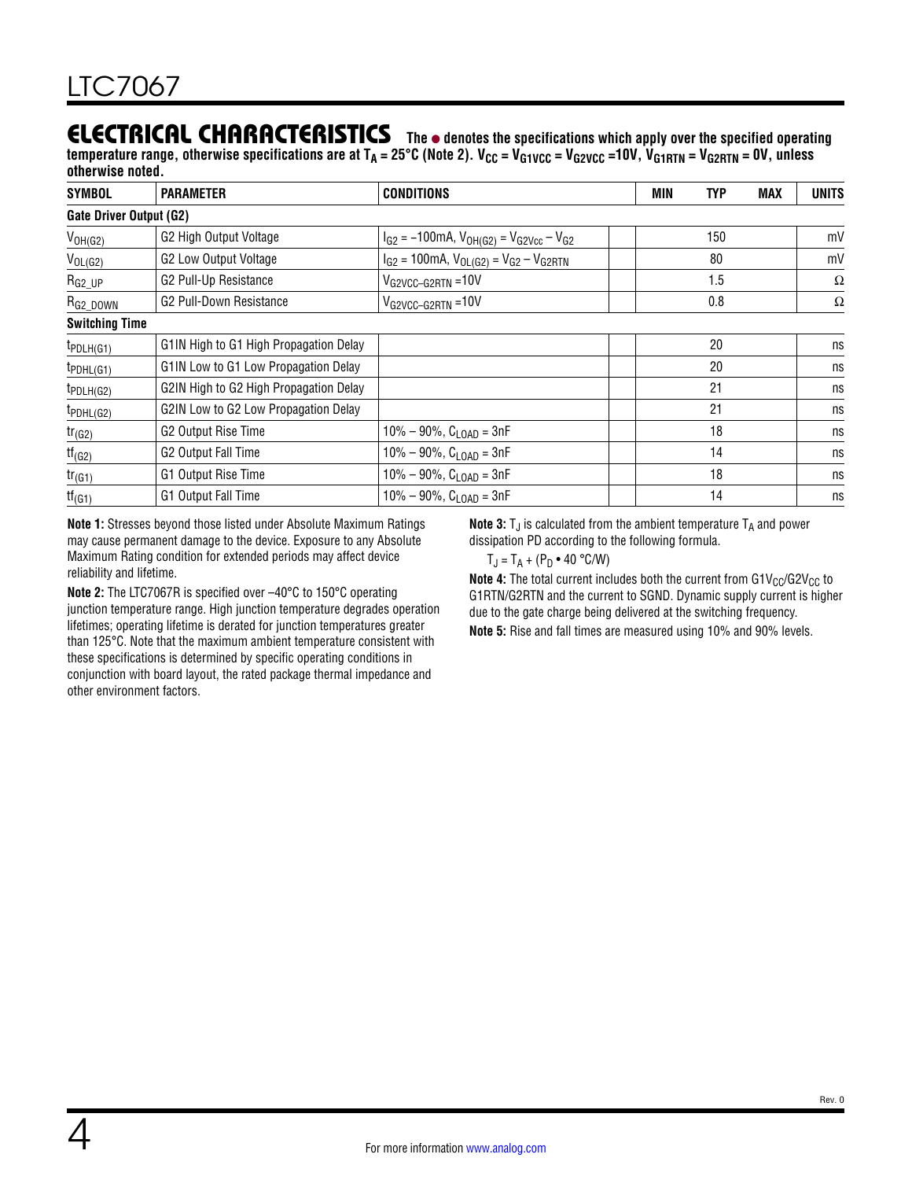## ELECTRICAL CHARACTERISTICS

**The ● denotes the specifications which apply over the specified operating temperature range, otherwise specifications are at $T_A$ = 25°C (Note 2). $V_{CC}$ = $V_{G1VCC}$ = $V_{G2VCC}$ =10V, $V_{G1RTN}$ = $V_{G2RTN}$ = 0V, unless otherwise noted.**

| SYMBOL | PARAMETER | CONDITIONS | | MIN | TYP | MAX | UNITS |
|---|---|---|---|---|---|---|---|
| **Gate Driver Output (G2)** | | | | | | | |
| $V_{OH(G2)}$ | G2 High Output Voltage | $I_{G2}$ = –100mA, $V_{OH(G2)}$ = $V_{G2Vcc}$ – $V_{G2}$ | | | 150 | | mV |
| $V_{OL(G2)}$ | G2 Low Output Voltage | $I_{G2}$ = 100mA, $V_{OL(G2)}$ = $V_{G2}$ – $V_{G2RTN}$ | | | 80 | | mV |
| $R_{G2\_UP}$ | G2 Pull-Up Resistance | $V_{G2VCC–G2RTN}$ =10V | | | 1.5 | | Ω |
| $R_{G2\_DOWN}$ | G2 Pull-Down Resistance | $V_{G2VCC–G2RTN}$ =10V | | | 0.8 | | Ω |
| **Switching Time** | | | | | | | |
| $t_{PDLH(G1)}$ | G1IN High to G1 High Propagation Delay | | | | 20 | | ns |
| $t_{PDHL(G1)}$ | G1IN Low to G1 Low Propagation Delay | | | | 20 | | ns |
| $t_{PDLH(G2)}$ | G2IN High to G2 High Propagation Delay | | | | 21 | | ns |
| $t_{PDHL(G2)}$ | G2IN Low to G2 Low Propagation Delay | | | | 21 | | ns |
| $tr_{(G2)}$ | G2 Output Rise Time | 10% – 90%, $C_{LOAD}$ = 3nF | | | 18 | | ns |
| $tf_{(G2)}$ | G2 Output Fall Time | 10% – 90%, $C_{LOAD}$ = 3nF | | | 14 | | ns |
| $tr_{(G1)}$ | G1 Output Rise Time | 10% – 90%, $C_{LOAD}$ = 3nF | | | 18 | | ns |
| $tf_{(G1)}$ | G1 Output Fall Time | 10% – 90%, $C_{LOAD}$ = 3nF | | | 14 | | ns |

**Note 1:** Stresses beyond those listed under Absolute Maximum Ratings may cause permanent damage to the device. Exposure to any Absolute Maximum Rating condition for extended periods may affect device reliability and lifetime.

**Note 2:** The LTC7067R is specified over –40°C to 150°C operating junction temperature range. High junction temperature degrades operation lifetimes; operating lifetime is derated for junction temperatures greater than 125°C. Note that the maximum ambient temperature consistent with these specifications is determined by specific operating conditions in conjunction with board layout, the rated package thermal impedance and other environment factors.

**Note 3:** $T_J$ is calculated from the ambient temperature $T_A$ and power dissipation PD according to the following formula.

$T_J = T_A + (P_D \bullet 40 \text{ °C/W})$

**Note 4:** The total current includes both the current from $G1V_{CC}$/$G2V_{CC}$ to G1RTN/G2RTN and the current to SGND. Dynamic supply current is higher due to the gate charge being delivered at the switching frequency.

**Note 5:** Rise and fall times are measured using 10% and 90% levels.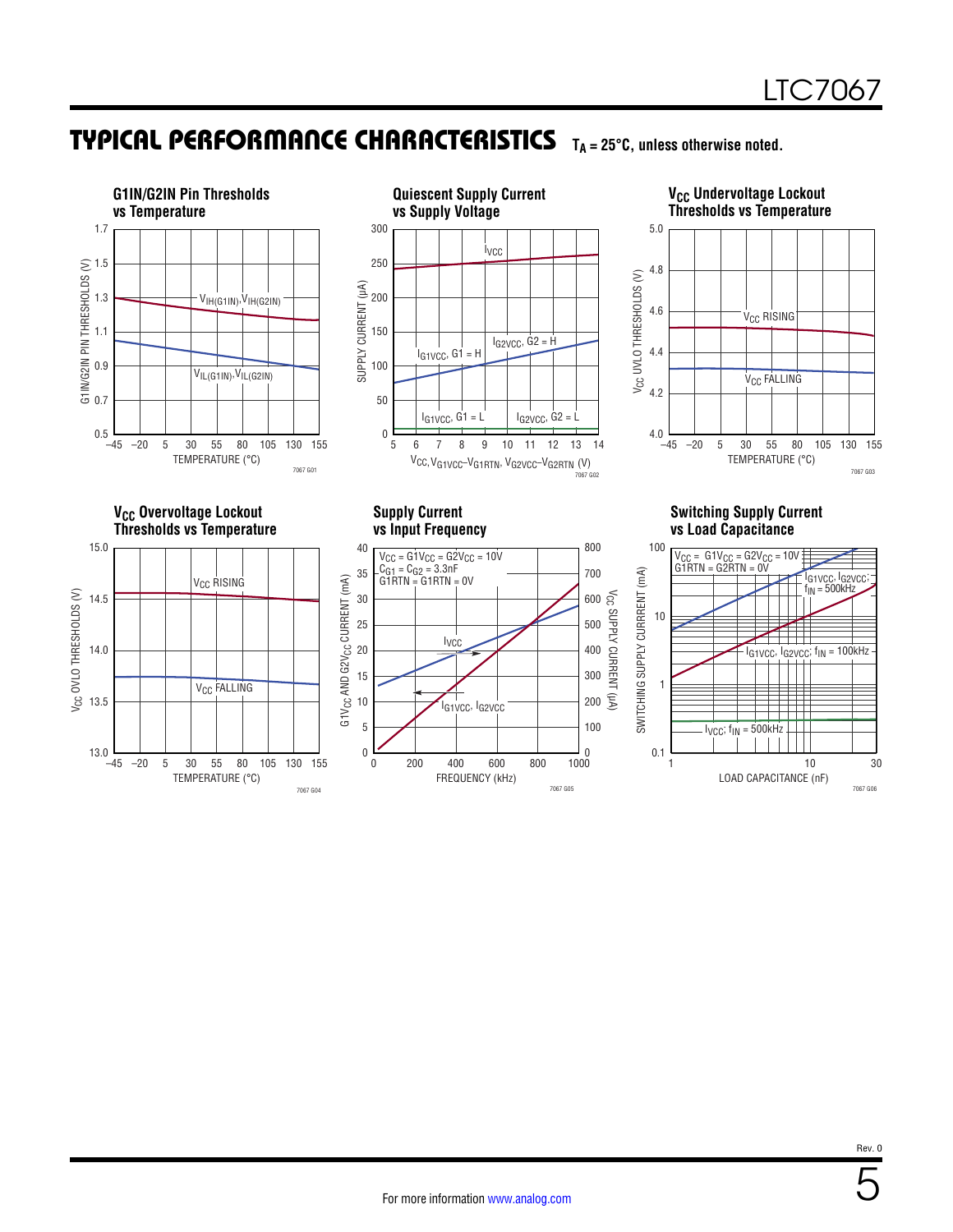## TYPICAL PERFORMANCE CHARACTERISTICS

$T_A$ = 25°C, unless otherwise noted.

**G1IN/G2IN Pin Thresholds vs Temperature**

G1IN/G2IN PIN THRESHOLDS (V) vs TEMPERATURE (°C)

$V_{IH(G1IN)}, V_{IH(G2IN)}$

$V_{IL(G1IN)}, V_{IL(G2IN)}$

7067 G01

**Quiescent Supply Current vs Supply Voltage**

SUPPLY CURRENT (µA) vs $V_{CC}$, $V_{G1VCC}–V_{G1RTN}$, $V_{G2VCC}–V_{G2RTN}$ (V)

$I_{VCC}$

$I_{G1VCC}$, G1 = H

$I_{G2VCC}$, G2 = H

$I_{G1VCC}$, G1 = L

$I_{G2VCC}$, G2 = L

7067 G02

**$V_{CC}$ Undervoltage Lockout Thresholds vs Temperature**

$V_{CC}$ UVLO THRESHOLDS (V) vs TEMPERATURE (°C)

$V_{CC}$ RISING

$V_{CC}$ FALLING

7067 G03

**$V_{CC}$ Overvoltage Lockout Thresholds vs Temperature**

$V_{CC}$ OVLO THRESHOLDS (V) vs TEMPERATURE (°C)

$V_{CC}$ RISING

$V_{CC}$ FALLING

7067 G04

**Supply Current vs Input Frequency**

G1$V_{CC}$ AND G2$V_{CC}$ CURRENT (mA) / $V_{CC}$ SUPPLY CURRENT (µA) vs FREQUENCY (kHz)

$V_{CC}$ = G1$V_{CC}$ = G2$V_{CC}$ = 10V
$C_{G1}$ = $C_{G2}$ = 3.3nF
G1RTN = G1RTN = 0V

$I_{VCC}$

$I_{G1VCC}$, $I_{G2VCC}$

7067 G05

**Switching Supply Current vs Load Capacitance**

SWITCHING SUPPLY CURRENT (mA) vs LOAD CAPACITANCE (nF)

$V_{CC}$ = G1$V_{CC}$ = G2$V_{CC}$ = 10V
G1RTN = G2RTN = 0V

$I_{G1VCC}$, $I_{G2VCC}$; $f_{IN}$ = 500kHz

$I_{G1VCC}$, $I_{G2VCC}$; $f_{IN}$ = 100kHz

$I_{VCC}$; $f_{IN}$ = 500kHz

7067 G06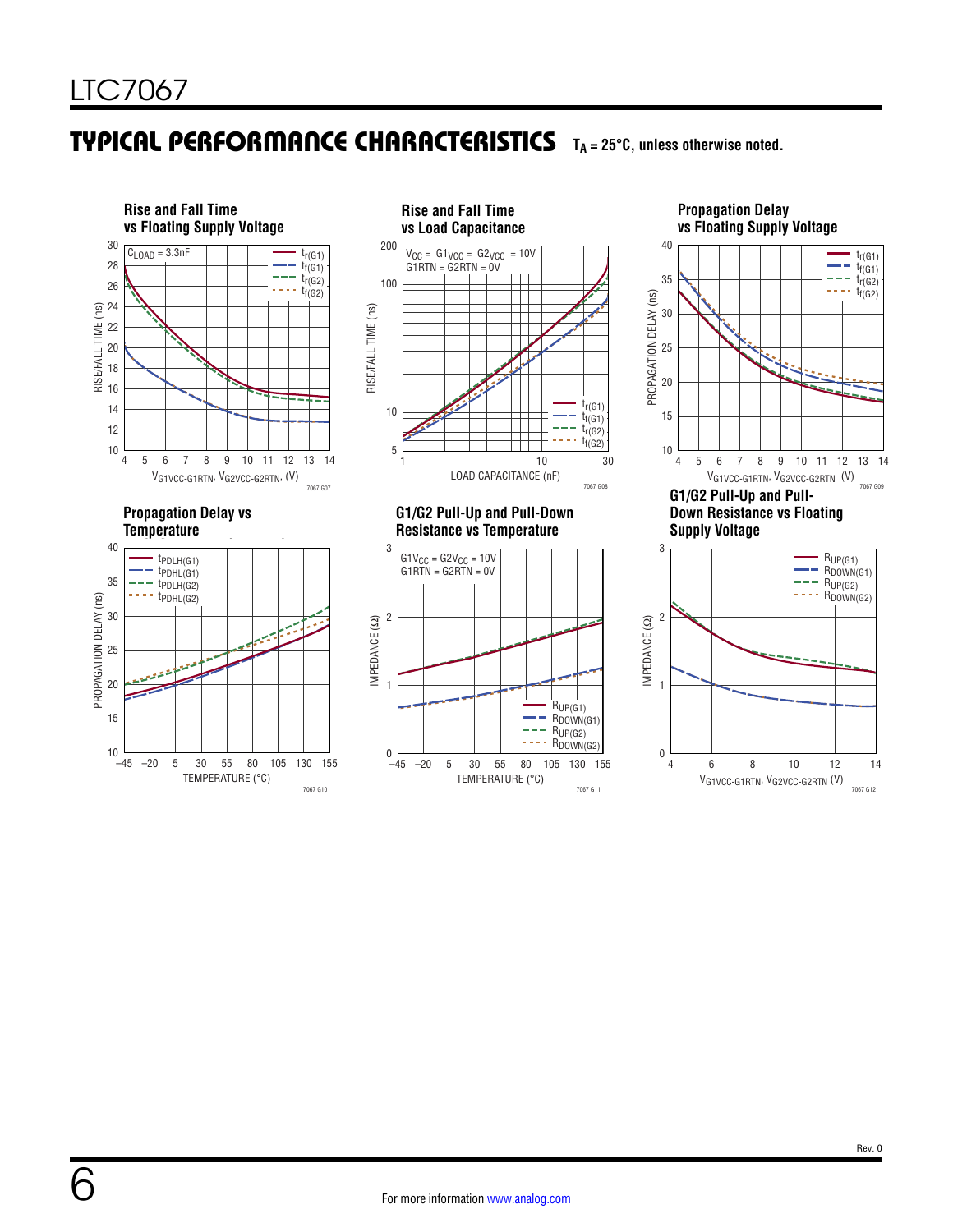## TYPICAL PERFORMANCE CHARACTERISTICS

$T_A = 25°C$, unless otherwise noted.

**Rise and Fall Time vs Floating Supply Voltage**

$C_{LOAD}$ = 3.3nF

$t_{r(G1)}$, $t_{f(G1)}$, $t_{r(G2)}$, $t_{f(G2)}$

RISE/FALL TIME (ns)

$V_{G1VCC-G1RTN}$, $V_{G2VCC-G2RTN}$, (V)

7067 G07

**Rise and Fall Time vs Load Capacitance**

$V_{CC}$ = $G1_{VCC}$ = $G2_{VCC}$ = 10V
G1RTN = G2RTN = 0V

$t_{r(G1)}$, $t_{f(G1)}$, $t_{r(G2)}$, $t_{f(G2)}$

RISE/FALL TIME (ns)

LOAD CAPACITANCE (nF)

7067 G08

**Propagation Delay vs Floating Supply Voltage**

$t_{r(G1)}$, $t_{f(G1)}$, $t_{r(G2)}$, $t_{f(G2)}$

PROPAGATION DELAY (ns)

$V_{G1VCC-G1RTN}$, $V_{G2VCC-G2RTN}$ (V)

7067 G09

**Propagation Delay vs Temperature**

$t_{PDLH(G1)}$, $t_{PDHL(G1)}$, $t_{PDLH(G2)}$, $t_{PDHL(G2)}$

PROPAGATION DELAY (ns)

TEMPERATURE (°C)

7067 G10

**G1/G2 Pull-Up and Pull-Down Resistance vs Temperature**

$G1V_{CC}$ = $G2V_{CC}$ = 10V
G1RTN = G2RTN = 0V

$R_{UP(G1)}$, $R_{DOWN(G1)}$, $R_{UP(G2)}$, $R_{DOWN(G2)}$

IMPEDANCE (Ω)

TEMPERATURE (°C)

7067 G11

**G1/G2 Pull-Up and Pull-Down Resistance vs Floating Supply Voltage**

$R_{UP(G1)}$, $R_{DOWN(G1)}$, $R_{UP(G2)}$, $R_{DOWN(G2)}$

IMPEDANCE (Ω)

$V_{G1VCC-G1RTN}$, $V_{G2VCC-G2RTN}$ (V)

7067 G12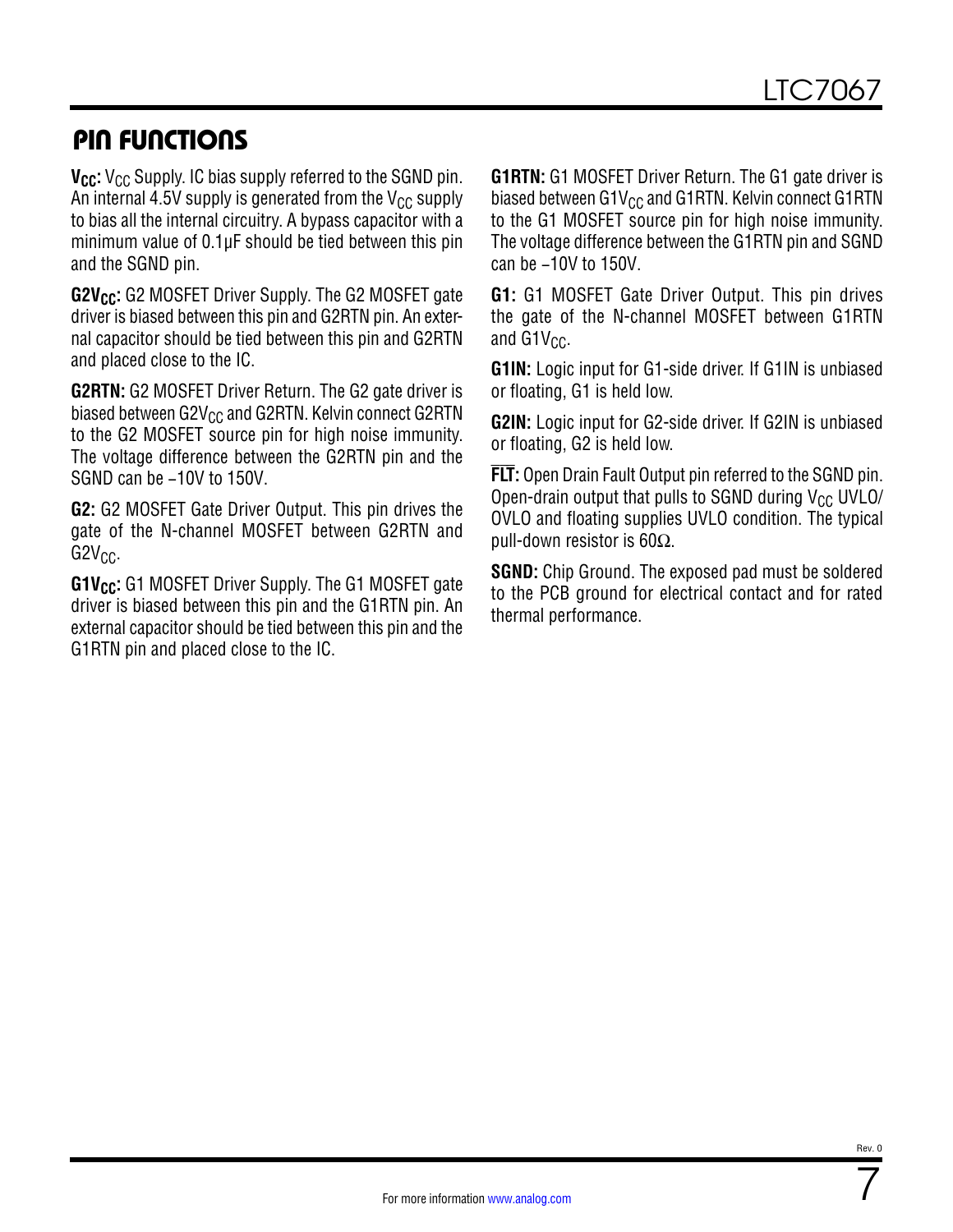## PIN FUNCTIONS

**$V_{CC}$:** $V_{CC}$ Supply. IC bias supply referred to the SGND pin. An internal 4.5V supply is generated from the $V_{CC}$ supply to bias all the internal circuitry. A bypass capacitor with a minimum value of 0.1µF should be tied between this pin and the SGND pin.

**$G2V_{CC}$:** G2 MOSFET Driver Supply. The G2 MOSFET gate driver is biased between this pin and G2RTN pin. An external capacitor should be tied between this pin and G2RTN and placed close to the IC.

**G2RTN:** G2 MOSFET Driver Return. The G2 gate driver is biased between $G2V_{CC}$ and G2RTN. Kelvin connect G2RTN to the G2 MOSFET source pin for high noise immunity. The voltage difference between the G2RTN pin and the SGND can be –10V to 150V.

**G2:** G2 MOSFET Gate Driver Output. This pin drives the gate of the N-channel MOSFET between G2RTN and $G2V_{CC}$.

**$G1V_{CC}$:** G1 MOSFET Driver Supply. The G1 MOSFET gate driver is biased between this pin and the G1RTN pin. An external capacitor should be tied between this pin and the G1RTN pin and placed close to the IC.

**G1RTN:** G1 MOSFET Driver Return. The G1 gate driver is biased between $G1V_{CC}$ and G1RTN. Kelvin connect G1RTN to the G1 MOSFET source pin for high noise immunity. The voltage difference between the G1RTN pin and SGND can be –10V to 150V.

**G1:** G1 MOSFET Gate Driver Output. This pin drives the gate of the N-channel MOSFET between G1RTN and $G1V_{CC}$.

**G1IN:** Logic input for G1-side driver. If G1IN is unbiased or floating, G1 is held low.

**G2IN:** Logic input for G2-side driver. If G2IN is unbiased or floating, G2 is held low.

**$\overline{FLT}$:** Open Drain Fault Output pin referred to the SGND pin. Open-drain output that pulls to SGND during $V_{CC}$ UVLO/OVLO and floating supplies UVLO condition. The typical pull-down resistor is 60Ω.

**SGND:** Chip Ground. The exposed pad must be soldered to the PCB ground for electrical contact and for rated thermal performance.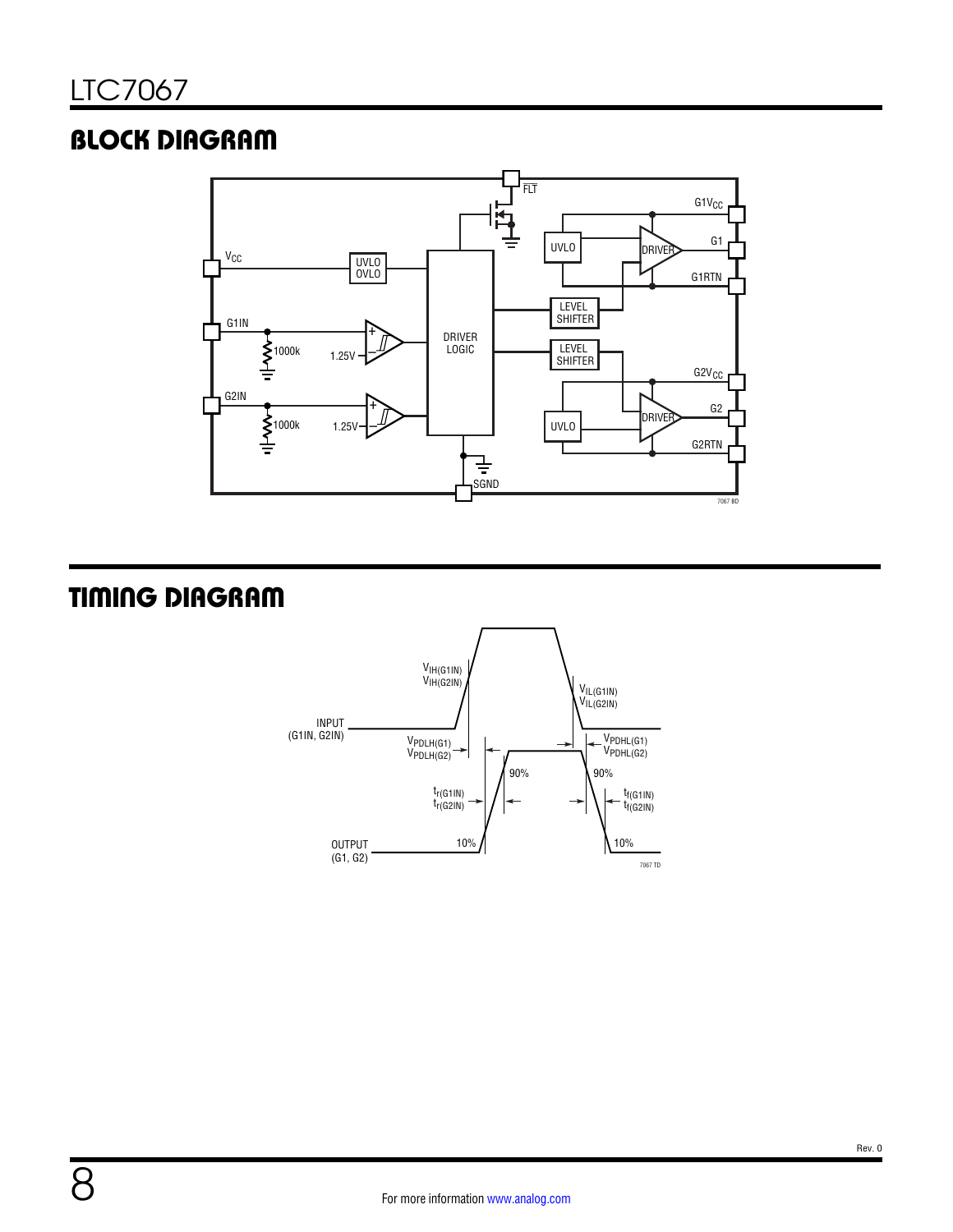## BLOCK DIAGRAM

## TIMING DIAGRAM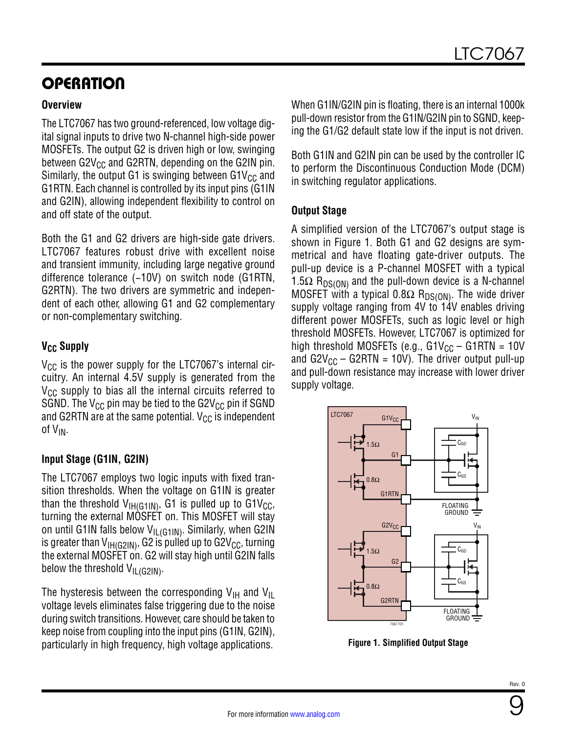# OPERATION

### Overview

The LTC7067 has two ground-referenced, low voltage digital signal inputs to drive two N-channel high-side power MOSFETs. The output G2 is driven high or low, swinging between $G2V_{CC}$ and G2RTN, depending on the G2IN pin. Similarly, the output G1 is swinging between $G1V_{CC}$ and G1RTN. Each channel is controlled by its input pins (G1IN and G2IN), allowing independent flexibility to control on and off state of the output.

Both the G1 and G2 drivers are high-side gate drivers. LTC7067 features robust drive with excellent noise and transient immunity, including large negative ground difference tolerance (–10V) on switch node (G1RTN, G2RTN). The two drivers are symmetric and independent of each other, allowing G1 and G2 complementary or non-complementary switching.

### $V_{CC}$ Supply

$V_{CC}$ is the power supply for the LTC7067's internal circuitry. An internal 4.5V supply is generated from the $V_{CC}$ supply to bias all the internal circuits referred to SGND. The $V_{CC}$ pin may be tied to the $G2V_{CC}$ pin if SGND and G2RTN are at the same potential. $V_{CC}$ is independent of $V_{IN}$.

### Input Stage (G1IN, G2IN)

The LTC7067 employs two logic inputs with fixed transition thresholds. When the voltage on G1IN is greater than the threshold $V_{IH(G1IN)}$, G1 is pulled up to $G1V_{CC}$, turning the external MOSFET on. This MOSFET will stay on until G1IN falls below $V_{IL(G1IN)}$. Similarly, when G2IN is greater than $V_{IH(G2IN)}$, G2 is pulled up to $G2V_{CC}$, turning the external MOSFET on. G2 will stay high until G2IN falls below the threshold $V_{IL(G2IN)}$.

The hysteresis between the corresponding $V_{IH}$ and $V_{IL}$ voltage levels eliminates false triggering due to the noise during switch transitions. However, care should be taken to keep noise from coupling into the input pins (G1IN, G2IN), particularly in high frequency, high voltage applications.

When G1IN/G2IN pin is floating, there is an internal 1000k pull-down resistor from the G1IN/G2IN pin to SGND, keeping the G1/G2 default state low if the input is not driven.

Both G1IN and G2IN pin can be used by the controller IC to perform the Discontinuous Conduction Mode (DCM) in switching regulator applications.

### Output Stage

A simplified version of the LTC7067's output stage is shown in Figure 1. Both G1 and G2 designs are symmetrical and have floating gate-driver outputs. The pull-up device is a P-channel MOSFET with a typical 1.5Ω $R_{DS(ON)}$ and the pull-down device is a N-channel MOSFET with a typical 0.8Ω $R_{DS(ON)}$. The wide driver supply voltage ranging from 4V to 14V enables driving different power MOSFETs, such as logic level or high threshold MOSFETs. However, LTC7067 is optimized for high threshold MOSFETs (e.g., $G1V_{CC}$ – G1RTN = 10V and $G2V_{CC}$ – G2RTN = 10V). The driver output pull-up and pull-down resistance may increase with lower driver supply voltage.

**Figure 1. Simplified Output Stage**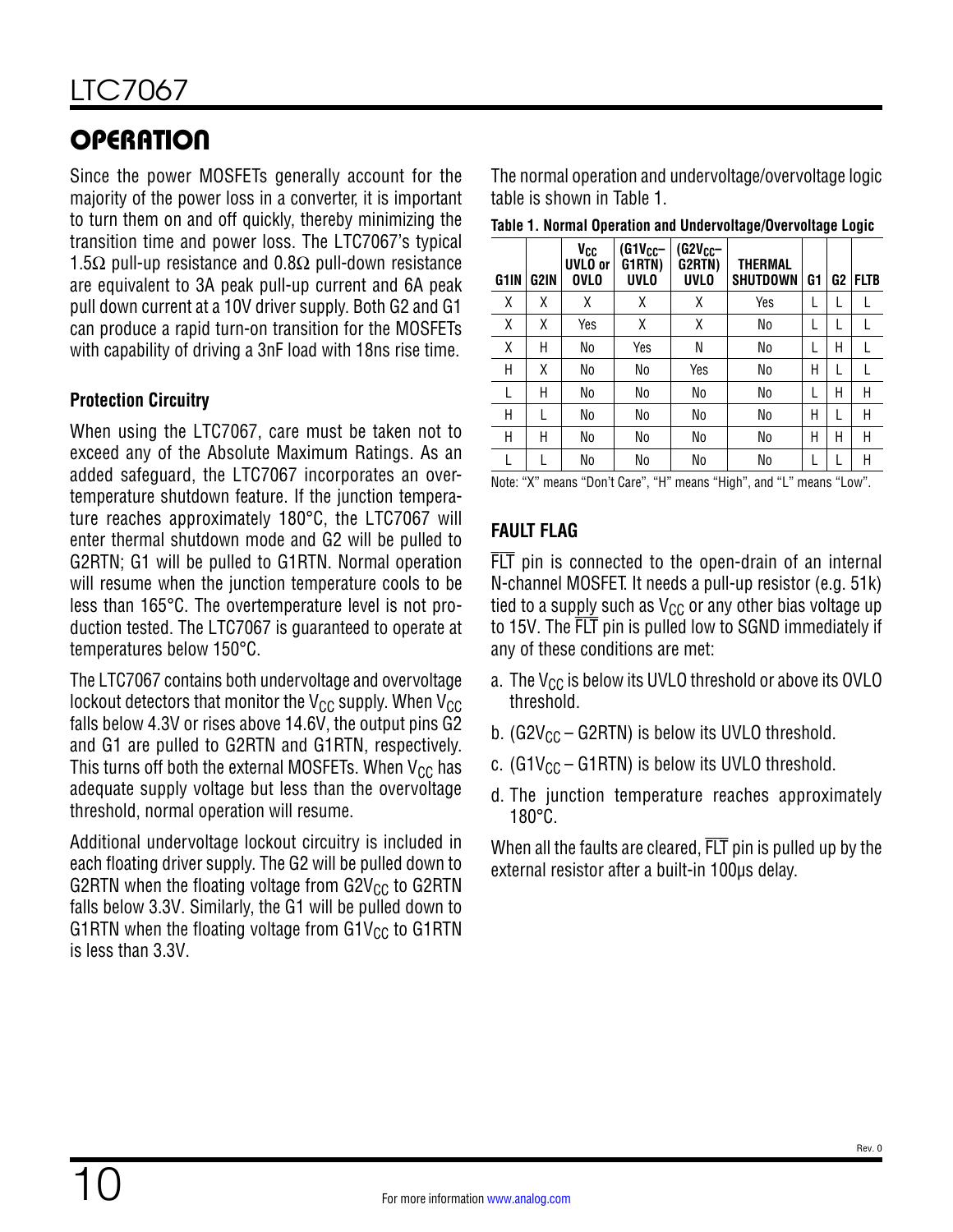## OPERATION

Since the power MOSFETs generally account for the majority of the power loss in a converter, it is important to turn them on and off quickly, thereby minimizing the transition time and power loss. The LTC7067's typical 1.5Ω pull-up resistance and 0.8Ω pull-down resistance are equivalent to 3A peak pull-up current and 6A peak pull down current at a 10V driver supply. Both G2 and G1 can produce a rapid turn-on transition for the MOSFETs with capability of driving a 3nF load with 18ns rise time.

### Protection Circuitry

When using the LTC7067, care must be taken not to exceed any of the Absolute Maximum Ratings. As an added safeguard, the LTC7067 incorporates an overtemperature shutdown feature. If the junction temperature reaches approximately 180°C, the LTC7067 will enter thermal shutdown mode and G2 will be pulled to G2RTN; G1 will be pulled to G1RTN. Normal operation will resume when the junction temperature cools to be less than 165°C. The overtemperature level is not production tested. The LTC7067 is guaranteed to operate at temperatures below 150°C.

The LTC7067 contains both undervoltage and overvoltage lockout detectors that monitor the $V_{CC}$ supply. When $V_{CC}$ falls below 4.3V or rises above 14.6V, the output pins G2 and G1 are pulled to G2RTN and G1RTN, respectively. This turns off both the external MOSFETs. When $V_{CC}$ has adequate supply voltage but less than the overvoltage threshold, normal operation will resume.

Additional undervoltage lockout circuitry is included in each floating driver supply. The G2 will be pulled down to G2RTN when the floating voltage from $G2V_{CC}$ to G2RTN falls below 3.3V. Similarly, the G1 will be pulled down to G1RTN when the floating voltage from $G1V_{CC}$ to G1RTN is less than 3.3V.

The normal operation and undervoltage/overvoltage logic table is shown in Table 1.

**Table 1. Normal Operation and Undervoltage/Overvoltage Logic**

| G1IN | G2IN | $V_{CC}$ UVLO or OVLO | ($G1V_{CC}$– G1RTN) UVLO | ($G2V_{CC}$– G2RTN) UVLO | THERMAL SHUTDOWN | G1 | G2 | FLTB |
|---|---|---|---|---|---|---|---|---|
| X | X | X | X | X | Yes | L | L | L |
| X | X | Yes | X | X | No | L | L | L |
| X | H | No | Yes | N | No | L | H | L |
| H | X | No | No | Yes | No | H | L | L |
| L | H | No | No | No | No | L | H | H |
| H | L | No | No | No | No | H | L | H |
| H | H | No | No | No | No | H | H | H |
| L | L | No | No | No | No | L | L | H |

Note: "X" means "Don't Care", "H" means "High", and "L" means "Low".

### FAULT FLAG

$\overline{FLT}$ pin is connected to the open-drain of an internal N-channel MOSFET. It needs a pull-up resistor (e.g. 51k) tied to a supply such as $V_{CC}$ or any other bias voltage up to 15V. The $\overline{FLT}$ pin is pulled low to SGND immediately if any of these conditions are met:

a. The $V_{CC}$ is below its UVLO threshold or above its OVLO threshold.

b. ($G2V_{CC}$ – G2RTN) is below its UVLO threshold.

c. ($G1V_{CC}$ – G1RTN) is below its UVLO threshold.

d. The junction temperature reaches approximately 180°C.

When all the faults are cleared, $\overline{FLT}$ pin is pulled up by the external resistor after a built-in 100µs delay.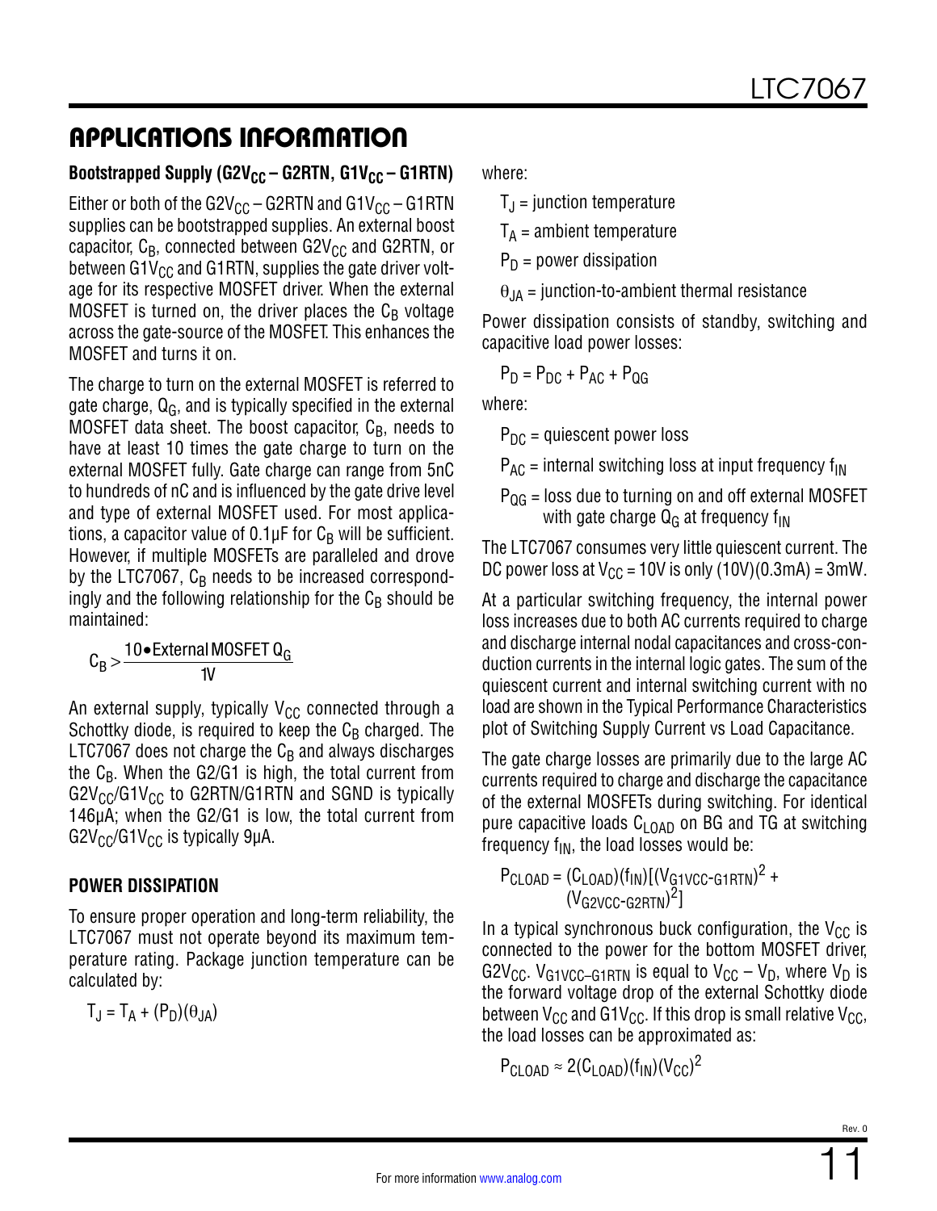# APPLICATIONS INFORMATION

### Bootstrapped Supply ($G2V_{CC}$ – G2RTN, $G1V_{CC}$ – G1RTN)

Either or both of the $G2V_{CC}$ – G2RTN and $G1V_{CC}$ – G1RTN supplies can be bootstrapped supplies. An external boost capacitor, $C_B$, connected between $G2V_{CC}$ and G2RTN, or between $G1V_{CC}$ and G1RTN, supplies the gate driver voltage for its respective MOSFET driver. When the external MOSFET is turned on, the driver places the $C_B$ voltage across the gate-source of the MOSFET. This enhances the MOSFET and turns it on.

The charge to turn on the external MOSFET is referred to gate charge, $Q_G$, and is typically specified in the external MOSFET data sheet. The boost capacitor, $C_B$, needs to have at least 10 times the gate charge to turn on the external MOSFET fully. Gate charge can range from 5nC to hundreds of nC and is influenced by the gate drive level and type of external MOSFET used. For most applications, a capacitor value of 0.1µF for $C_B$ will be sufficient. However, if multiple MOSFETs are paralleled and drove by the LTC7067, $C_B$ needs to be increased correspondingly and the following relationship for the $C_B$ should be maintained:

$$C_B > \frac{10 \bullet \text{External MOSFET } Q_G}{1V}$$

An external supply, typically $V_{CC}$ connected through a Schottky diode, is required to keep the $C_B$ charged. The LTC7067 does not charge the $C_B$ and always discharges the $C_B$. When the G2/G1 is high, the total current from $G2V_{CC}/G1V_{CC}$ to G2RTN/G1RTN and SGND is typically 146µA; when the G2/G1 is low, the total current from $G2V_{CC}/G1V_{CC}$ is typically 9µA.

### POWER DISSIPATION

To ensure proper operation and long-term reliability, the LTC7067 must not operate beyond its maximum temperature rating. Package junction temperature can be calculated by:

$$T_J = T_A + (P_D)(\theta_{JA})$$

where:

$T_J$ = junction temperature

$T_A$ = ambient temperature

$P_D$ = power dissipation

$\theta_{JA}$ = junction-to-ambient thermal resistance

Power dissipation consists of standby, switching and capacitive load power losses:

$$P_D = P_{DC} + P_{AC} + P_{QG}$$

where:

$P_{DC}$ = quiescent power loss

$P_{AC}$ = internal switching loss at input frequency $f_{IN}$

$P_{QG}$ = loss due to turning on and off external MOSFET with gate charge $Q_G$ at frequency $f_{IN}$

The LTC7067 consumes very little quiescent current. The DC power loss at $V_{CC}$ = 10V is only (10V)(0.3mA) = 3mW.

At a particular switching frequency, the internal power loss increases due to both AC currents required to charge and discharge internal nodal capacitances and cross-conduction currents in the internal logic gates. The sum of the quiescent current and internal switching current with no load are shown in the Typical Performance Characteristics plot of Switching Supply Current vs Load Capacitance.

The gate charge losses are primarily due to the large AC currents required to charge and discharge the capacitance of the external MOSFETs during switching. For identical pure capacitive loads $C_{LOAD}$ on BG and TG at switching frequency $f_{IN}$, the load losses would be:

$$P_{CLOAD} = (C_{LOAD})(f_{IN})[(V_{G1VCC\text{-}G1RTN})^2 + (V_{G2VCC\text{-}G2RTN})^2]$$

In a typical synchronous buck configuration, the $V_{CC}$ is connected to the power for the bottom MOSFET driver, $G2V_{CC}$. $V_{G1VCC–G1RTN}$ is equal to $V_{CC} – V_D$, where $V_D$ is the forward voltage drop of the external Schottky diode between $V_{CC}$ and $G1V_{CC}$. If this drop is small relative $V_{CC}$, the load losses can be approximated as:

$$P_{CLOAD} \approx 2(C_{LOAD})(f_{IN})(V_{CC})^2$$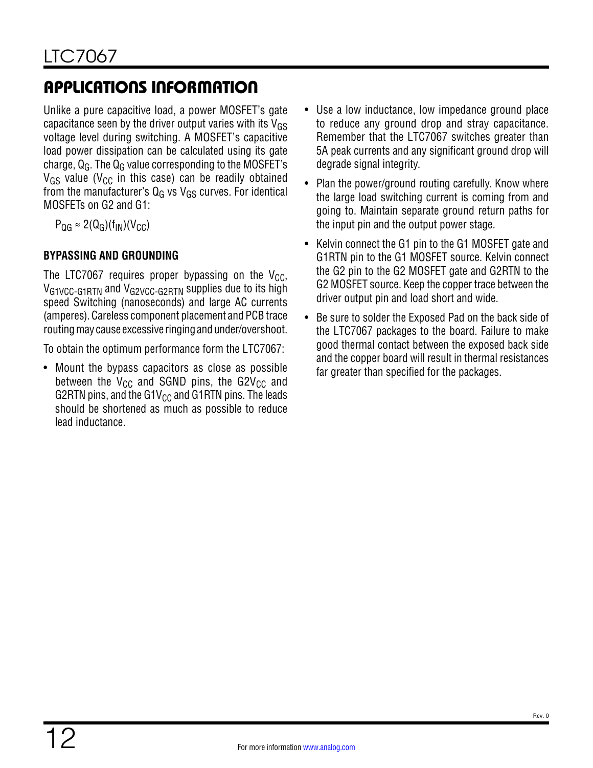## APPLICATIONS INFORMATION

Unlike a pure capacitive load, a power MOSFET's gate capacitance seen by the driver output varies with its $V_{GS}$ voltage level during switching. A MOSFET's capacitive load power dissipation can be calculated using its gate charge, $Q_G$. The $Q_G$ value corresponding to the MOSFET's $V_{GS}$ value ($V_{CC}$ in this case) can be readily obtained from the manufacturer's $Q_G$ vs $V_{GS}$ curves. For identical MOSFETs on G2 and G1:

$$P_{QG} \approx 2(Q_G)(f_{IN})(V_{CC})$$

### BYPASSING AND GROUNDING

The LTC7067 requires proper bypassing on the $V_{CC}$, $V_{G1VCC\text{-}G1RTN}$ and $V_{G2VCC\text{-}G2RTN}$ supplies due to its high speed Switching (nanoseconds) and large AC currents (amperes). Careless component placement and PCB trace routing may cause excessive ringing and under/overshoot.

To obtain the optimum performance form the LTC7067:

- Mount the bypass capacitors as close as possible between the $V_{CC}$ and SGND pins, the G2$V_{CC}$ and G2RTN pins, and the G1$V_{CC}$ and G1RTN pins. The leads should be shortened as much as possible to reduce lead inductance.
- Use a low inductance, low impedance ground place to reduce any ground drop and stray capacitance. Remember that the LTC7067 switches greater than 5A peak currents and any significant ground drop will degrade signal integrity.
- Plan the power/ground routing carefully. Know where the large load switching current is coming from and going to. Maintain separate ground return paths for the input pin and the output power stage.
- Kelvin connect the G1 pin to the G1 MOSFET gate and G1RTN pin to the G1 MOSFET source. Kelvin connect the G2 pin to the G2 MOSFET gate and G2RTN to the G2 MOSFET source. Keep the copper trace between the driver output pin and load short and wide.
- Be sure to solder the Exposed Pad on the back side of the LTC7067 packages to the board. Failure to make good thermal contact between the exposed back side and the copper board will result in thermal resistances far greater than specified for the packages.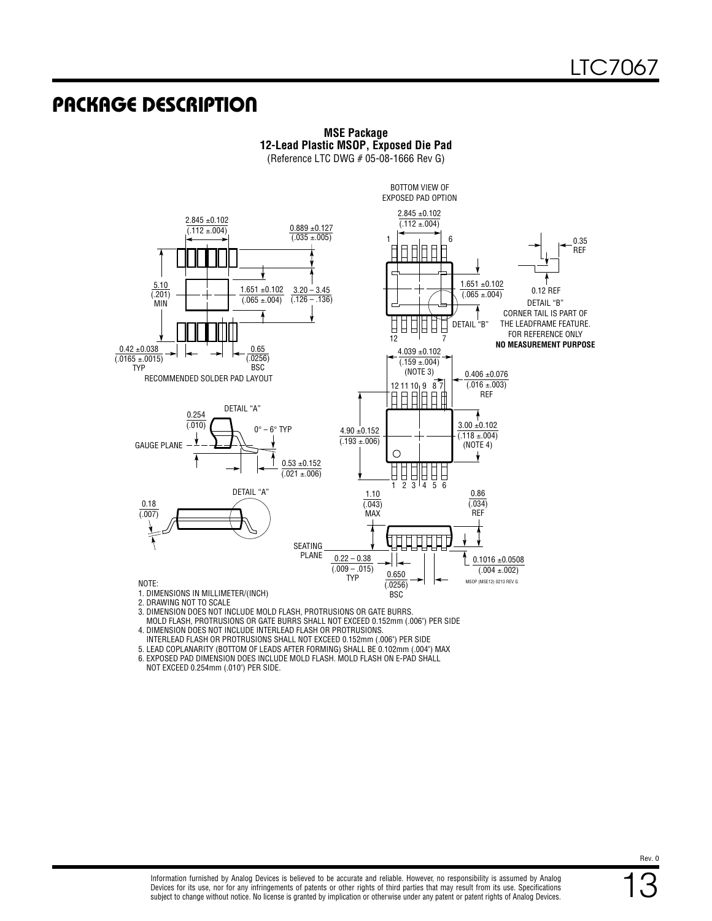# PACKAGE DESCRIPTION

**MSE Package**
**12-Lead Plastic MSOP, Exposed Die Pad**
(Reference LTC DWG # 05-08-1666 Rev G)

BOTTOM VIEW OF EXPOSED PAD OPTION

2.845 ±0.102 (.112 ±.004)

0.889 ±0.127 (.035 ±.005)

5.10 (.201) MIN

1.651 ±0.102 (.065 ±.004)

3.20 – 3.45 (.126 – .136)

0.42 ±0.038 (.0165 ±.0015) TYP

0.65 (.0256) BSC

RECOMMENDED SOLDER PAD LAYOUT

0.35 REF

0.12 REF

DETAIL "B"
CORNER TAIL IS PART OF THE LEADFRAME FEATURE.
FOR REFERENCE ONLY
**NO MEASUREMENT PURPOSE**

4.039 ±0.102 (.159 ±.004) (NOTE 3)

0.406 ±0.076 (.016 ±.003) REF

DETAIL "A"

0.254 (.010)

0° – 6° TYP

GAUGE PLANE

0.53 ±0.152 (.021 ±.006)

4.90 ±0.152 (.193 ±.006)

3.00 ±0.102 (.118 ±.004) (NOTE 4)

0.18 (.007)

1.10 (.043) MAX

0.86 (.034) REF

SEATING PLANE

0.22 – 0.38 (.009 – .015) TYP

0.650 (.0256) BSC

0.1016 ±0.0508 (.004 ±.002)

MSOP (MSE12) 0213 REV G

NOTE:

1. DIMENSIONS IN MILLIMETER/(INCH)
2. DRAWING NOT TO SCALE
3. DIMENSION DOES NOT INCLUDE MOLD FLASH, PROTRUSIONS OR GATE BURRS. MOLD FLASH, PROTRUSIONS OR GATE BURRS SHALL NOT EXCEED 0.152mm (.006") PER SIDE
4. DIMENSION DOES NOT INCLUDE INTERLEAD FLASH OR PROTRUSIONS. INTERLEAD FLASH OR PROTRUSIONS SHALL NOT EXCEED 0.152mm (.006") PER SIDE
5. LEAD COPLANARITY (BOTTOM OF LEADS AFTER FORMING) SHALL BE 0.102mm (.004") MAX
6. EXPOSED PAD DIMENSION DOES INCLUDE MOLD FLASH. MOLD FLASH ON E-PAD SHALL NOT EXCEED 0.254mm (.010") PER SIDE.

Information furnished by Analog Devices is believed to be accurate and reliable. However, no responsibility is assumed by Analog Devices for its use, nor for any infringements of patents or other rights of third parties that may result from its use. Specifications subject to change without notice. No license is granted by implication or otherwise under any patent or patent rights of Analog Devices.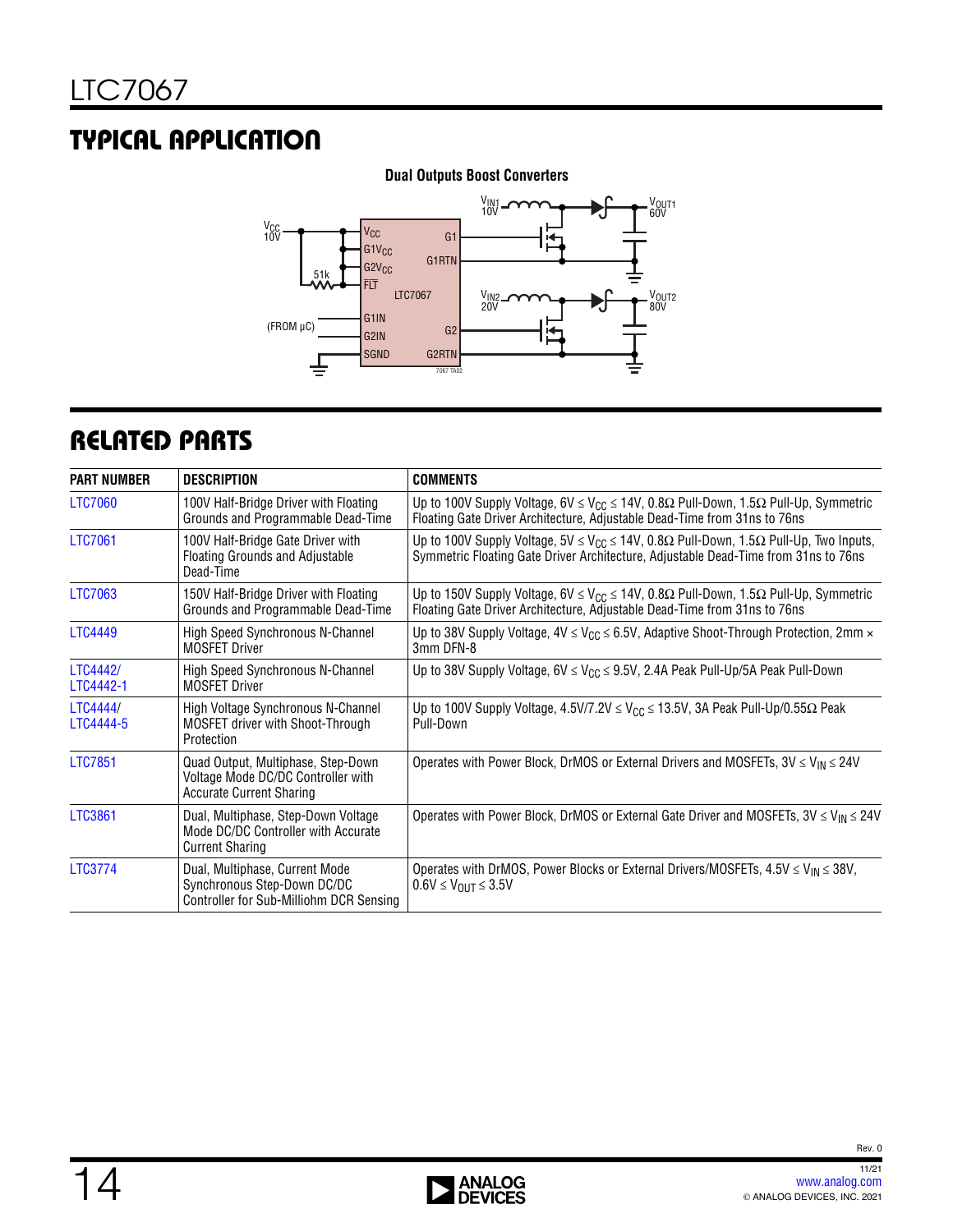## TYPICAL APPLICATION

**Dual Outputs Boost Converters**

$V_{CC}$ 10V
$V_{CC}$
$G1V_{CC}$
$G2V_{CC}$
51k
FLT
LTC7067
G1IN
(FROM µC)
G2IN
SGND
G1
G1RTN
G2
G2RTN
$V_{IN1}$ 10V
$V_{OUT1}$ 60V
$V_{IN2}$ 20V
$V_{OUT2}$ 80V
7067 TA02

## RELATED PARTS

| PART NUMBER | DESCRIPTION | COMMENTS |
|---|---|---|
| LTC7060 | 100V Half-Bridge Driver with Floating Grounds and Programmable Dead-Time | Up to 100V Supply Voltage, $6V \le V_{CC} \le 14V$, 0.8Ω Pull-Down, 1.5Ω Pull-Up, Symmetric Floating Gate Driver Architecture, Adjustable Dead-Time from 31ns to 76ns |
| LTC7061 | 100V Half-Bridge Gate Driver with Floating Grounds and Adjustable Dead-Time | Up to 100V Supply Voltage, $5V \le V_{CC} \le 14V$, 0.8Ω Pull-Down, 1.5Ω Pull-Up, Two Inputs, Symmetric Floating Gate Driver Architecture, Adjustable Dead-Time from 31ns to 76ns |
| LTC7063 | 150V Half-Bridge Driver with Floating Grounds and Programmable Dead-Time | Up to 150V Supply Voltage, $6V \le V_{CC} \le 14V$, 0.8Ω Pull-Down, 1.5Ω Pull-Up, Symmetric Floating Gate Driver Architecture, Adjustable Dead-Time from 31ns to 76ns |
| LTC4449 | High Speed Synchronous N-Channel MOSFET Driver | Up to 38V Supply Voltage, $4V \le V_{CC} \le 6.5V$, Adaptive Shoot-Through Protection, 2mm × 3mm DFN-8 |
| LTC4442/ LTC4442-1 | High Speed Synchronous N-Channel MOSFET Driver | Up to 38V Supply Voltage, $6V \le V_{CC} \le 9.5V$, 2.4A Peak Pull-Up/5A Peak Pull-Down |
| LTC4444/ LTC4444-5 | High Voltage Synchronous N-Channel MOSFET driver with Shoot-Through Protection | Up to 100V Supply Voltage, $4.5V/7.2V \le V_{CC} \le 13.5V$, 3A Peak Pull-Up/0.55Ω Peak Pull-Down |
| LTC7851 | Quad Output, Multiphase, Step-Down Voltage Mode DC/DC Controller with Accurate Current Sharing | Operates with Power Block, DrMOS or External Drivers and MOSFETs, $3V \le V_{IN} \le 24V$ |
| LTC3861 | Dual, Multiphase, Step-Down Voltage Mode DC/DC Controller with Accurate Current Sharing | Operates with Power Block, DrMOS or External Gate Driver and MOSFETs, $3V \le V_{IN} \le 24V$ |
| LTC3774 | Dual, Multiphase, Current Mode Synchronous Step-Down DC/DC Controller for Sub-Milliohm DCR Sensing | Operates with DrMOS, Power Blocks or External Drivers/MOSFETs, $4.5V \le V_{IN} \le 38V$, $0.6V \le V_{OUT} \le 3.5V$ |